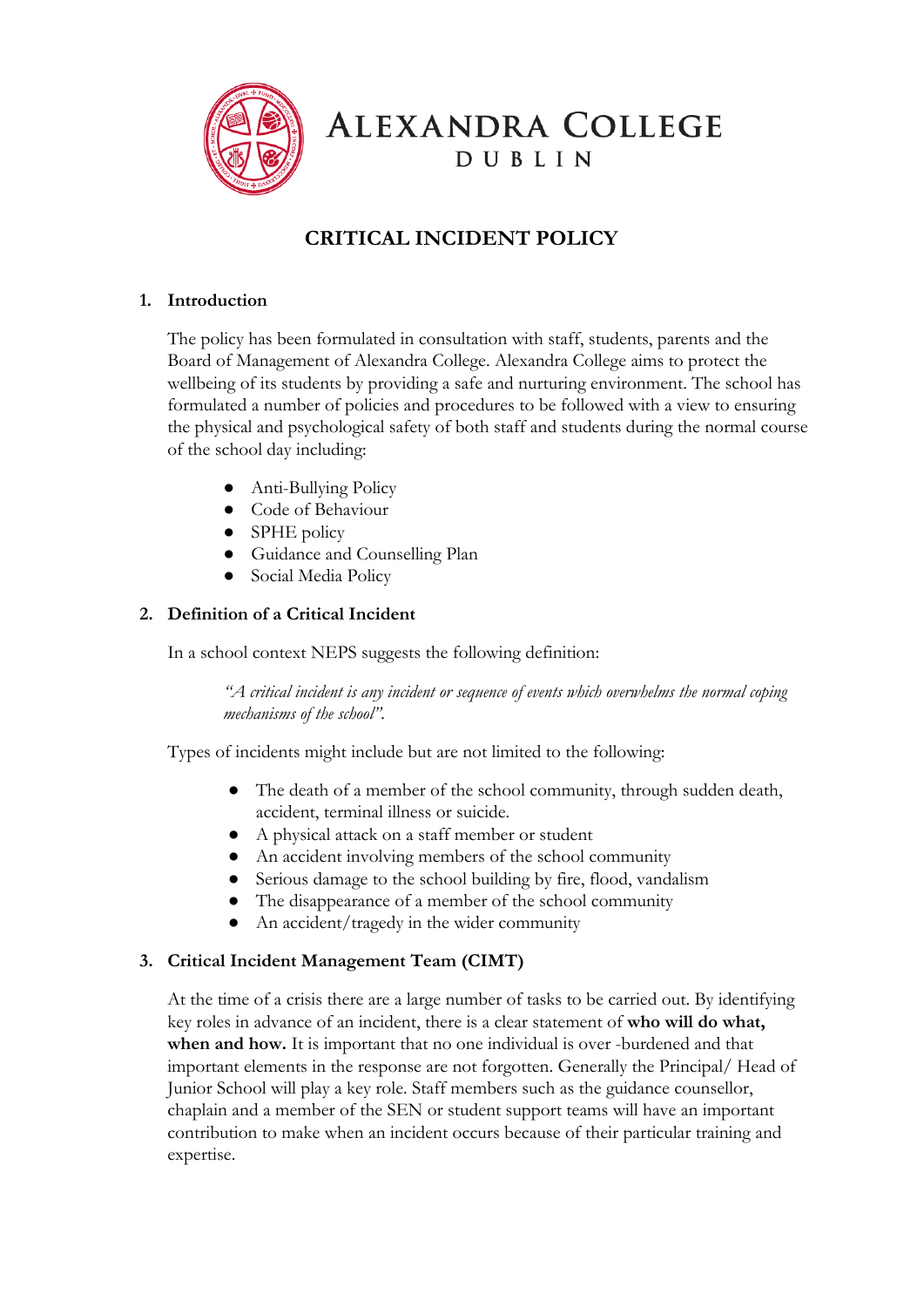# ALEXANDRA COLLEGE
## DUBLIN

## CRITICAL INCIDENT POLICY

### 1. Introduction

The policy has been formulated in consultation with staff, students, parents and the Board of Management of Alexandra College. Alexandra College aims to protect the wellbeing of its students by providing a safe and nurturing environment. The school has formulated a number of policies and procedures to be followed with a view to ensuring the physical and psychological safety of both staff and students during the normal course of the school day including:

- Anti-Bullying Policy
- Code of Behaviour
- SPHE policy
- Guidance and Counselling Plan
- Social Media Policy

### 2. Definition of a Critical Incident

In a school context NEPS suggests the following definition:

> *"A critical incident is any incident or sequence of events which overwhelms the normal coping mechanisms of the school".*

Types of incidents might include but are not limited to the following:

- The death of a member of the school community, through sudden death, accident, terminal illness or suicide.
- A physical attack on a staff member or student
- An accident involving members of the school community
- Serious damage to the school building by fire, flood, vandalism
- The disappearance of a member of the school community
- An accident/tragedy in the wider community

### 3. Critical Incident Management Team (CIMT)

At the time of a crisis there are a large number of tasks to be carried out. By identifying key roles in advance of an incident, there is a clear statement of **who will do what, when and how.** It is important that no one individual is over -burdened and that important elements in the response are not forgotten. Generally the Principal/ Head of Junior School will play a key role. Staff members such as the guidance counsellor, chaplain and a member of the SEN or student support teams will have an important contribution to make when an incident occurs because of their particular training and expertise.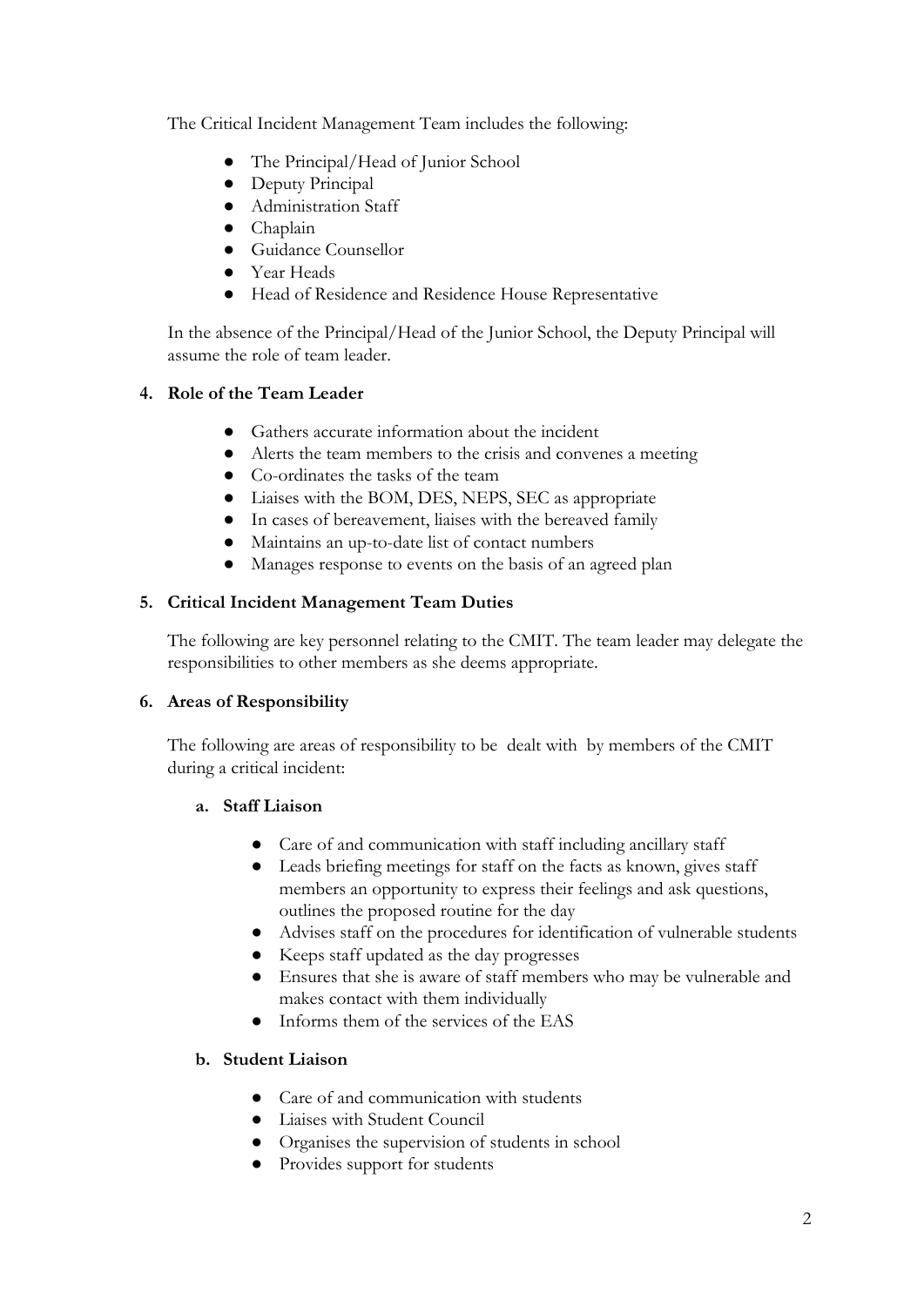The Critical Incident Management Team includes the following:

- The Principal/Head of Junior School
- Deputy Principal
- Administration Staff
- Chaplain
- Guidance Counsellor
- Year Heads
- Head of Residence and Residence House Representative

In the absence of the Principal/Head of the Junior School, the Deputy Principal will assume the role of team leader.

## 4. Role of the Team Leader

- Gathers accurate information about the incident
- Alerts the team members to the crisis and convenes a meeting
- Co-ordinates the tasks of the team
- Liaises with the BOM, DES, NEPS, SEC as appropriate
- In cases of bereavement, liaises with the bereaved family
- Maintains an up-to-date list of contact numbers
- Manages response to events on the basis of an agreed plan

## 5. Critical Incident Management Team Duties

The following are key personnel relating to the CMIT. The team leader may delegate the responsibilities to other members as she deems appropriate.

## 6. Areas of Responsibility

The following are areas of responsibility to be dealt with by members of the CMIT during a critical incident:

### a. Staff Liaison

- Care of and communication with staff including ancillary staff
- Leads briefing meetings for staff on the facts as known, gives staff members an opportunity to express their feelings and ask questions, outlines the proposed routine for the day
- Advises staff on the procedures for identification of vulnerable students
- Keeps staff updated as the day progresses
- Ensures that she is aware of staff members who may be vulnerable and makes contact with them individually
- Informs them of the services of the EAS

### b. Student Liaison

- Care of and communication with students
- Liaises with Student Council
- Organises the supervision of students in school
- Provides support for students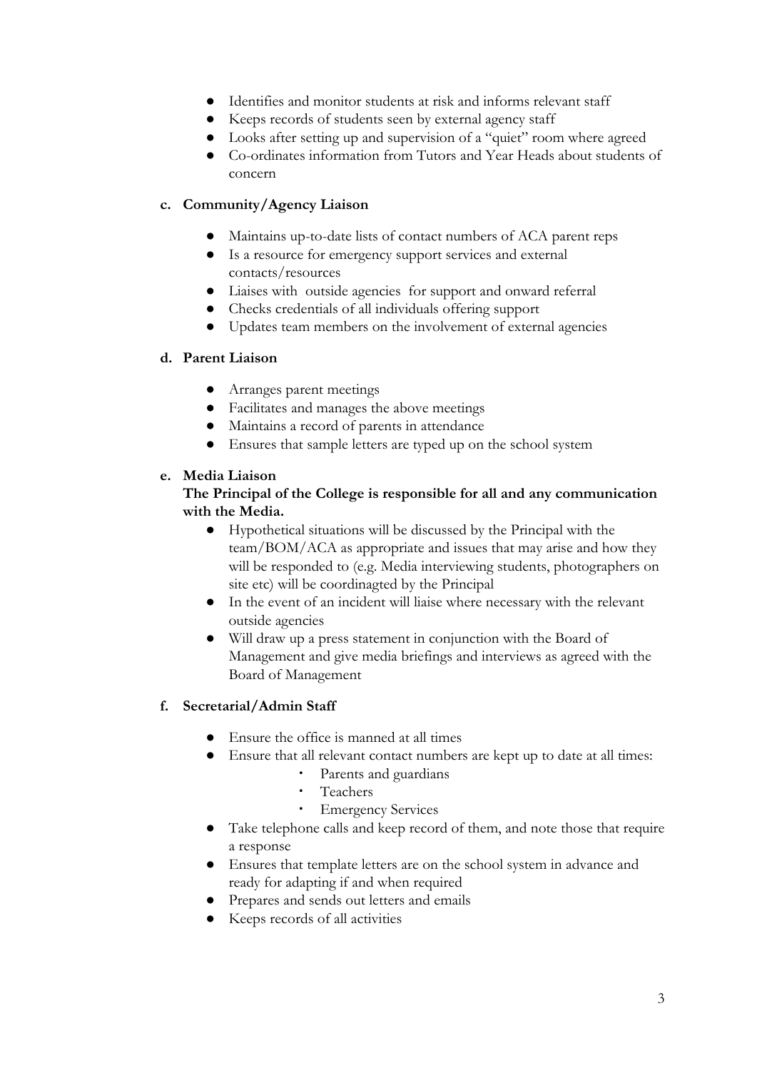- Identifies and monitor students at risk and informs relevant staff
- Keeps records of students seen by external agency staff
- Looks after setting up and supervision of a "quiet" room where agreed
- Co-ordinates information from Tutors and Year Heads about students of concern

**c. Community/Agency Liaison**

- Maintains up-to-date lists of contact numbers of ACA parent reps
- Is a resource for emergency support services and external contacts/resources
- Liaises with outside agencies for support and onward referral
- Checks credentials of all individuals offering support
- Updates team members on the involvement of external agencies

**d. Parent Liaison**

- Arranges parent meetings
- Facilitates and manages the above meetings
- Maintains a record of parents in attendance
- Ensures that sample letters are typed up on the school system

**e. Media Liaison**

**The Principal of the College is responsible for all and any communication with the Media.**

- Hypothetical situations will be discussed by the Principal with the team/BOM/ACA as appropriate and issues that may arise and how they will be responded to (e.g. Media interviewing students, photographers on site etc) will be coordinagted by the Principal
- In the event of an incident will liaise where necessary with the relevant outside agencies
- Will draw up a press statement in conjunction with the Board of Management and give media briefings and interviews as agreed with the Board of Management

**f. Secretarial/Admin Staff**

- Ensure the office is manned at all times
- Ensure that all relevant contact numbers are kept up to date at all times:
  - Parents and guardians
  - Teachers
  - Emergency Services
- Take telephone calls and keep record of them, and note those that require a response
- Ensures that template letters are on the school system in advance and ready for adapting if and when required
- Prepares and sends out letters and emails
- Keeps records of all activities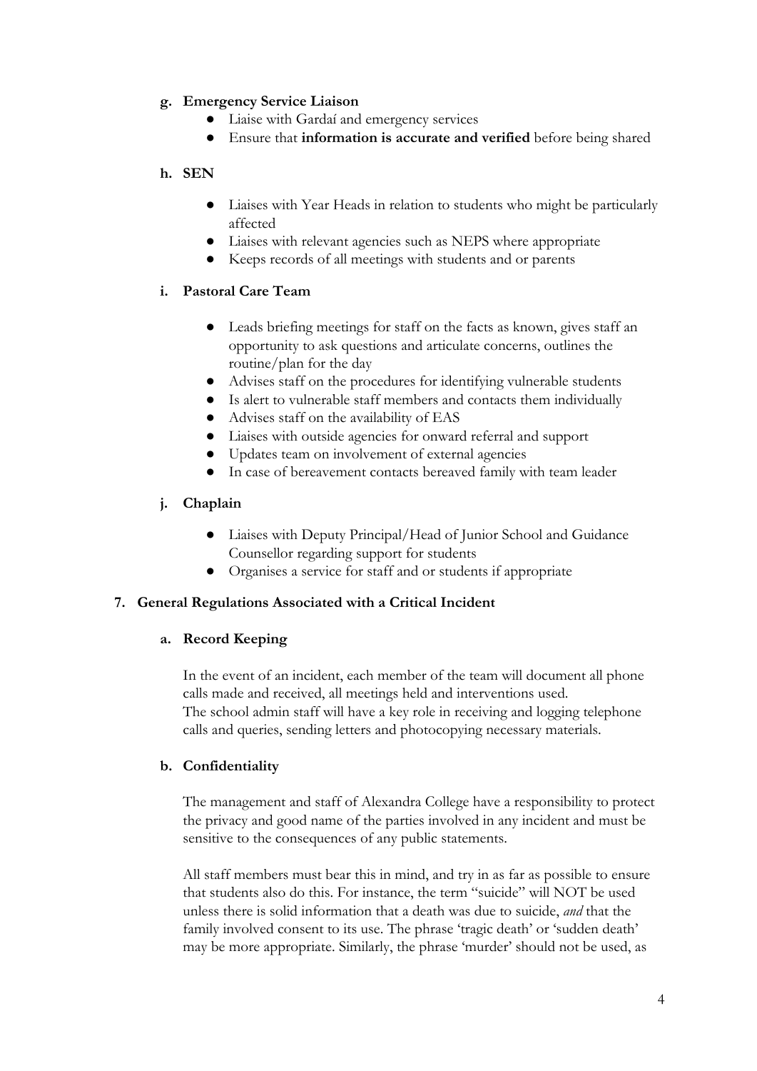**g. Emergency Service Liaison**

- Liaise with Gardaí and emergency services
- Ensure that **information is accurate and verified** before being shared

**h. SEN**

- Liaises with Year Heads in relation to students who might be particularly affected
- Liaises with relevant agencies such as NEPS where appropriate
- Keeps records of all meetings with students and or parents

**i. Pastoral Care Team**

- Leads briefing meetings for staff on the facts as known, gives staff an opportunity to ask questions and articulate concerns, outlines the routine/plan for the day
- Advises staff on the procedures for identifying vulnerable students
- Is alert to vulnerable staff members and contacts them individually
- Advises staff on the availability of EAS
- Liaises with outside agencies for onward referral and support
- Updates team on involvement of external agencies
- In case of bereavement contacts bereaved family with team leader

**j. Chaplain**

- Liaises with Deputy Principal/Head of Junior School and Guidance Counsellor regarding support for students
- Organises a service for staff and or students if appropriate

## 7. General Regulations Associated with a Critical Incident

**a. Record Keeping**

In the event of an incident, each member of the team will document all phone calls made and received, all meetings held and interventions used.
The school admin staff will have a key role in receiving and logging telephone calls and queries, sending letters and photocopying necessary materials.

**b. Confidentiality**

The management and staff of Alexandra College have a responsibility to protect the privacy and good name of the parties involved in any incident and must be sensitive to the consequences of any public statements.

All staff members must bear this in mind, and try in as far as possible to ensure that students also do this. For instance, the term "suicide" will NOT be used unless there is solid information that a death was due to suicide, *and* that the family involved consent to its use. The phrase 'tragic death' or 'sudden death' may be more appropriate. Similarly, the phrase 'murder' should not be used, as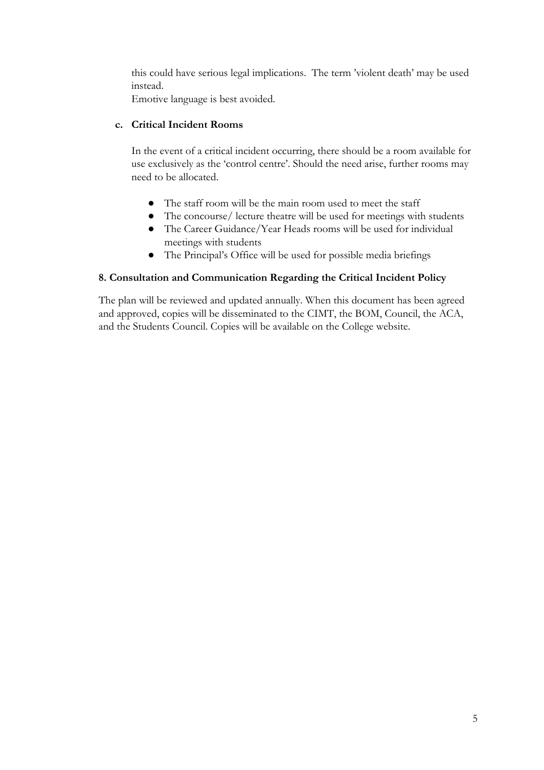this could have serious legal implications. The term 'violent death' may be used instead.

Emotive language is best avoided.

**c. Critical Incident Rooms**

In the event of a critical incident occurring, there should be a room available for use exclusively as the 'control centre'. Should the need arise, further rooms may need to be allocated.

- The staff room will be the main room used to meet the staff
- The concourse/ lecture theatre will be used for meetings with students
- The Career Guidance/Year Heads rooms will be used for individual meetings with students
- The Principal's Office will be used for possible media briefings

### 8. Consultation and Communication Regarding the Critical Incident Policy

The plan will be reviewed and updated annually. When this document has been agreed and approved, copies will be disseminated to the CIMT, the BOM, Council, the ACA, and the Students Council. Copies will be available on the College website.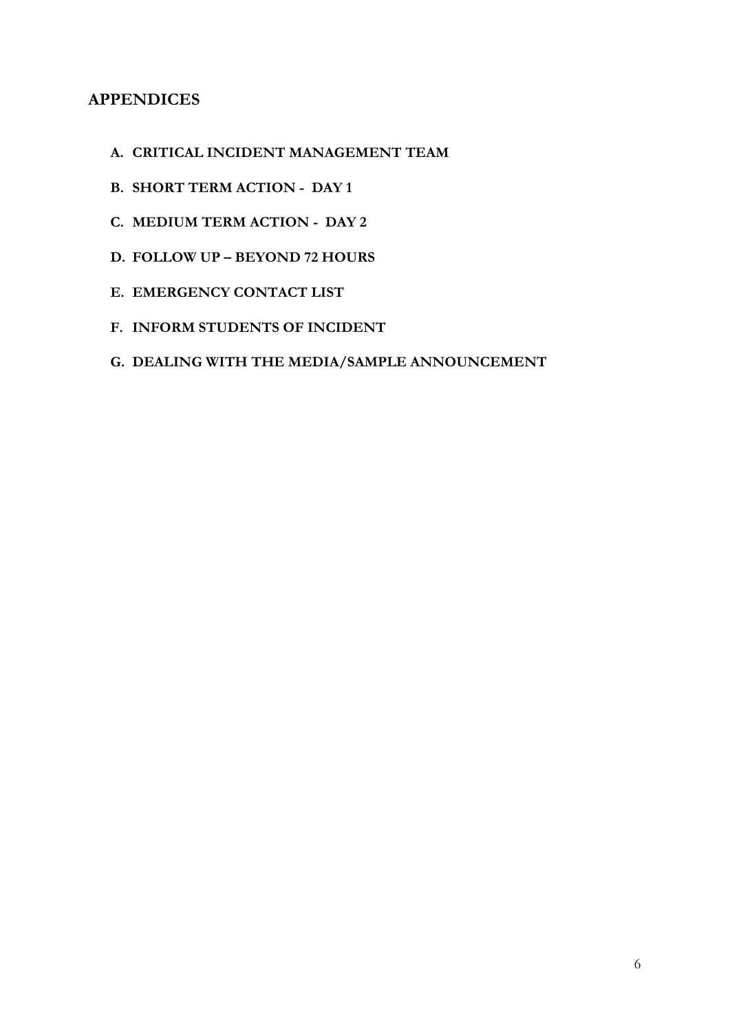## APPENDICES

A. **CRITICAL INCIDENT MANAGEMENT TEAM**
B. **SHORT TERM ACTION - DAY 1**
C. **MEDIUM TERM ACTION - DAY 2**
D. **FOLLOW UP – BEYOND 72 HOURS**
E. **EMERGENCY CONTACT LIST**
F. **INFORM STUDENTS OF INCIDENT**
G. **DEALING WITH THE MEDIA/SAMPLE ANNOUNCEMENT**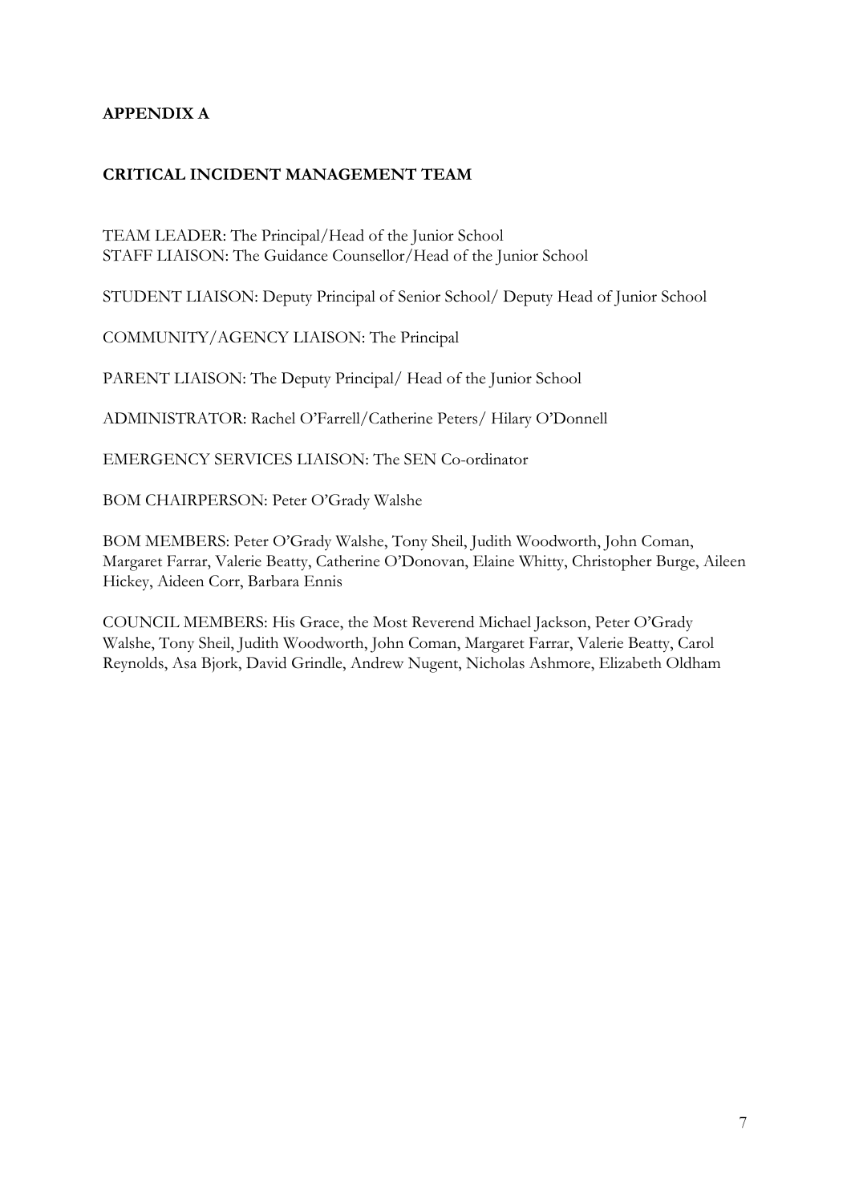**APPENDIX A**

**CRITICAL INCIDENT MANAGEMENT TEAM**

TEAM LEADER: The Principal/Head of the Junior School
STAFF LIAISON: The Guidance Counsellor/Head of the Junior School

STUDENT LIAISON: Deputy Principal of Senior School/ Deputy Head of Junior School

COMMUNITY/AGENCY LIAISON: The Principal

PARENT LIAISON: The Deputy Principal/ Head of the Junior School

ADMINISTRATOR: Rachel O'Farrell/Catherine Peters/ Hilary O'Donnell

EMERGENCY SERVICES LIAISON: The SEN Co-ordinator

BOM CHAIRPERSON: Peter O'Grady Walshe

BOM MEMBERS: Peter O'Grady Walshe, Tony Sheil, Judith Woodworth, John Coman, Margaret Farrar, Valerie Beatty, Catherine O'Donovan, Elaine Whitty, Christopher Burge, Aileen Hickey, Aideen Corr, Barbara Ennis

COUNCIL MEMBERS: His Grace, the Most Reverend Michael Jackson, Peter O'Grady Walshe, Tony Sheil, Judith Woodworth, John Coman, Margaret Farrar, Valerie Beatty, Carol Reynolds, Asa Bjork, David Grindle, Andrew Nugent, Nicholas Ashmore, Elizabeth Oldham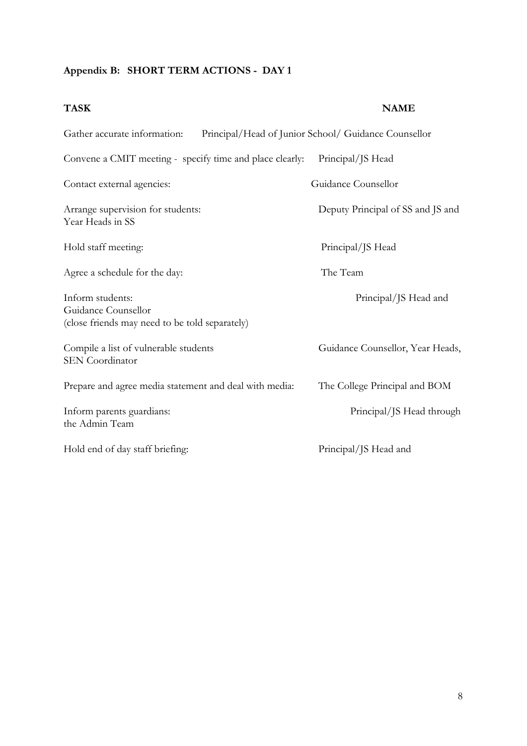## Appendix B: SHORT TERM ACTIONS - DAY 1

| TASK | NAME |
| --- | --- |
| Gather accurate information: | Principal/Head of Junior School/ Guidance Counsellor |
| Convene a CMIT meeting - specify time and place clearly: | Principal/JS Head |
| Contact external agencies: | Guidance Counsellor |
| Arrange supervision for students: | Deputy Principal of SS and JS and Year Heads in SS |
| Hold staff meeting: | Principal/JS Head |
| Agree a schedule for the day: | The Team |
| Inform students: (close friends may need to be told separately) | Principal/JS Head and Guidance Counsellor |
| Compile a list of vulnerable students | Guidance Counsellor, Year Heads, SEN Coordinator |
| Prepare and agree media statement and deal with media: | The College Principal and BOM |
| Inform parents guardians: | Principal/JS Head through the Admin Team |
| Hold end of day staff briefing: | Principal/JS Head and |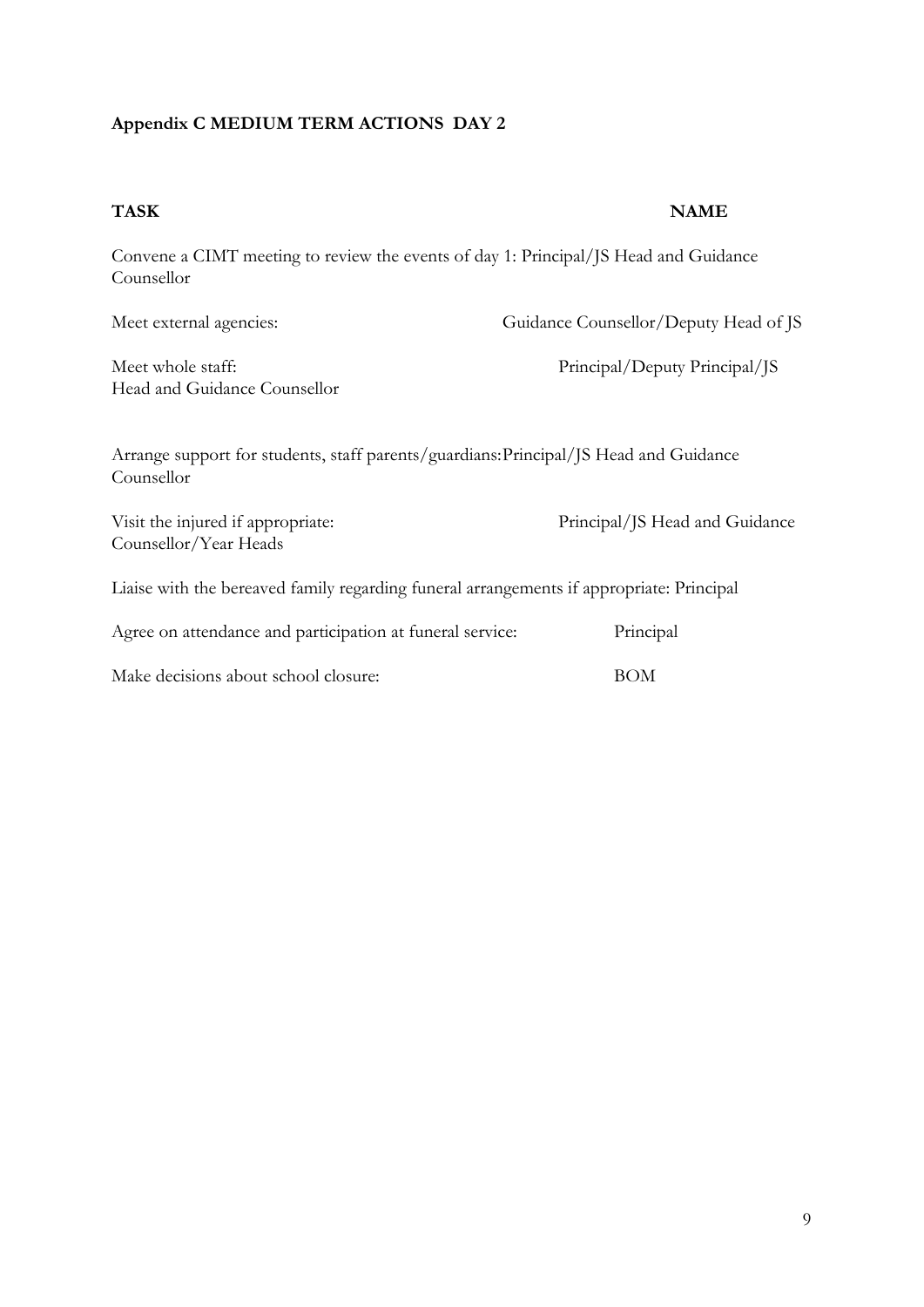**Appendix C MEDIUM TERM ACTIONS DAY 2**

| TASK | NAME |
| --- | --- |
| Convene a CIMT meeting to review the events of day 1: | Principal/JS Head and Guidance Counsellor |
| Meet external agencies: | Guidance Counsellor/Deputy Head of JS |
| Meet whole staff: | Principal/Deputy Principal/JS Head and Guidance Counsellor |
| Arrange support for students, staff parents/guardians: | Principal/JS Head and Guidance Counsellor |
| Visit the injured if appropriate: | Principal/JS Head and Guidance Counsellor/Year Heads |
| Liaise with the bereaved family regarding funeral arrangements if appropriate: | Principal |
| Agree on attendance and participation at funeral service: | Principal |
| Make decisions about school closure: | BOM |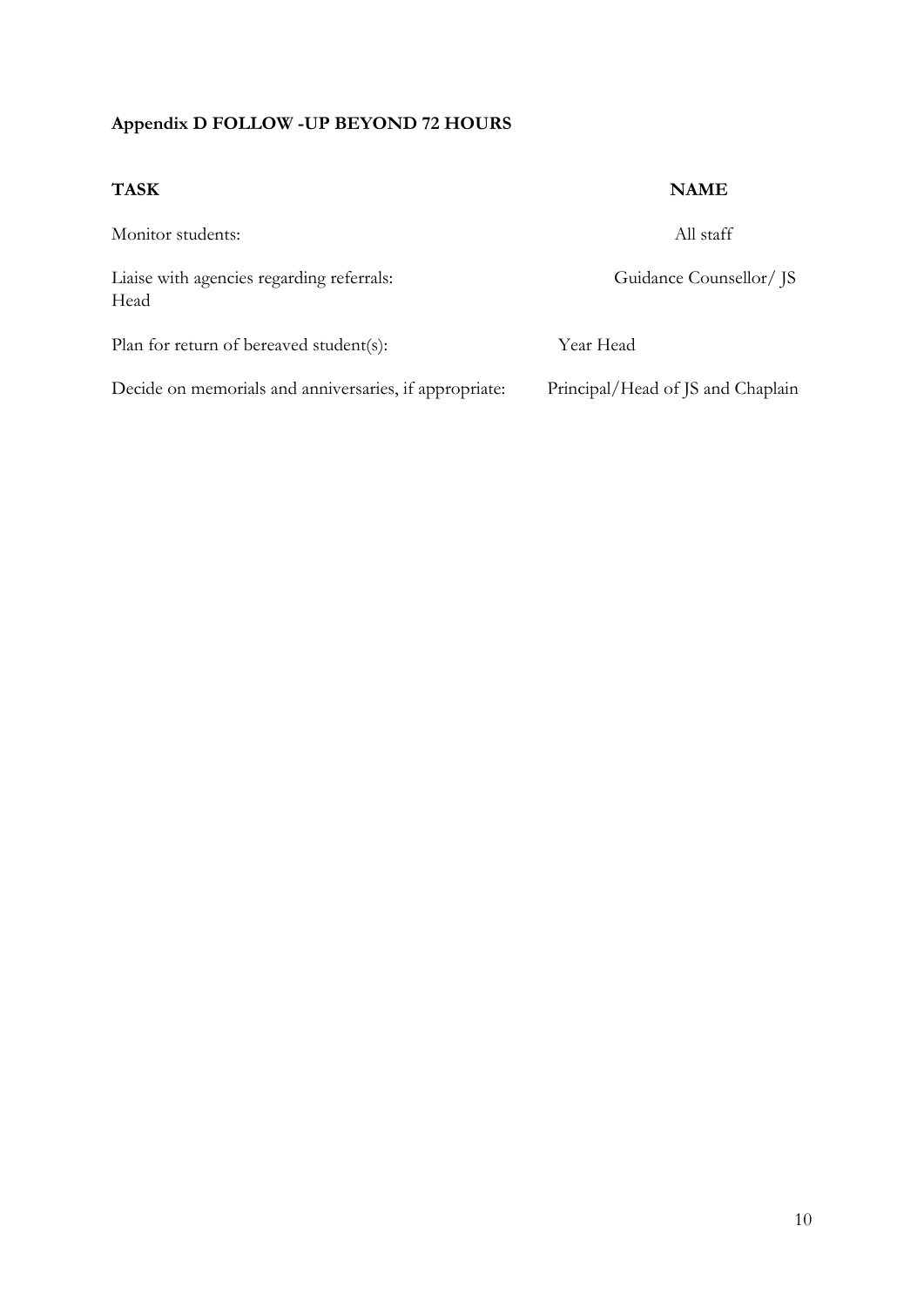**Appendix D FOLLOW -UP BEYOND 72 HOURS**

| TASK | NAME |
|---|---|
| Monitor students: | All staff |
| Liaise with agencies regarding referrals: | Guidance Counsellor/ JS Head |
| Plan for return of bereaved student(s): | Year Head |
| Decide on memorials and anniversaries, if appropriate: | Principal/Head of JS and Chaplain |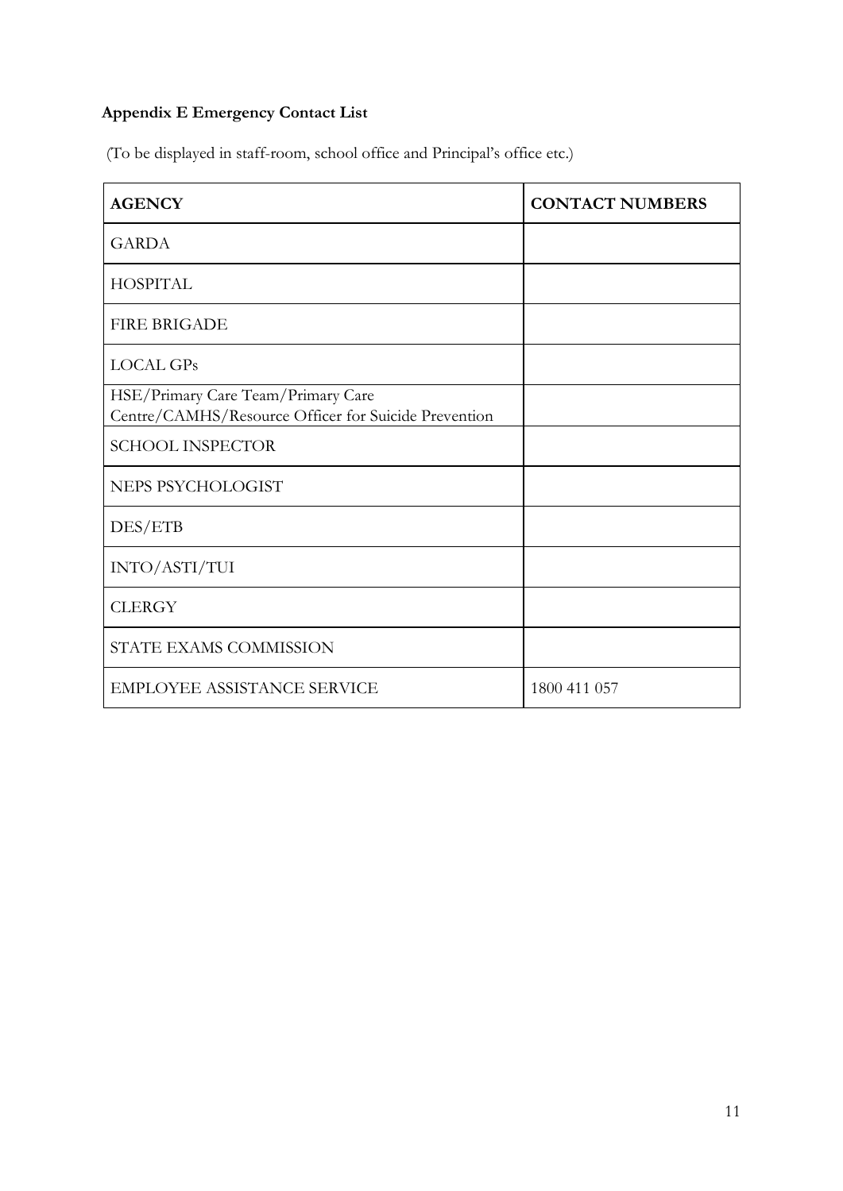**Appendix E Emergency Contact List**

(To be displayed in staff-room, school office and Principal's office etc.)

| **AGENCY** | **CONTACT NUMBERS** |
| --- | --- |
| GARDA | |
| HOSPITAL | |
| FIRE BRIGADE | |
| LOCAL GPs | |
| HSE/Primary Care Team/Primary Care Centre/CAMHS/Resource Officer for Suicide Prevention | |
| SCHOOL INSPECTOR | |
| NEPS PSYCHOLOGIST | |
| DES/ETB | |
| INTO/ASTI/TUI | |
| CLERGY | |
| STATE EXAMS COMMISSION | |
| EMPLOYEE ASSISTANCE SERVICE | 1800 411 057 |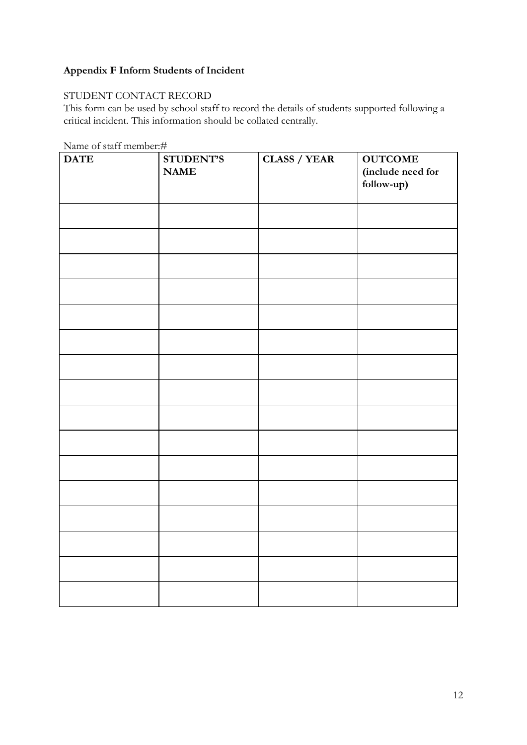**Appendix F Inform Students of Incident**

STUDENT CONTACT RECORD

This form can be used by school staff to record the details of students supported following a critical incident. This information should be collated centrally.

Name of staff member:#

| DATE | STUDENT'S NAME | CLASS / YEAR | OUTCOME (include need for follow-up) |
|---|---|---|---|
| | | | |
| | | | |
| | | | |
| | | | |
| | | | |
| | | | |
| | | | |
| | | | |
| | | | |
| | | | |
| | | | |
| | | | |
| | | | |
| | | | |
| | | | |
| | | | |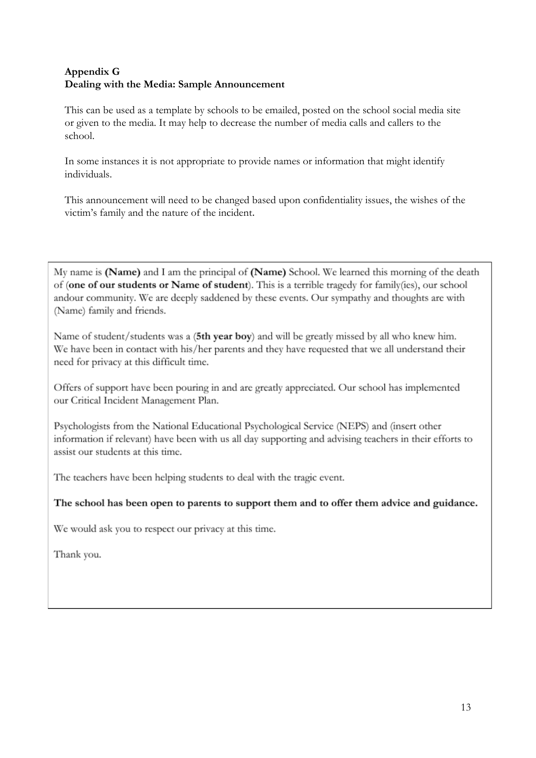**Appendix G**
**Dealing with the Media: Sample Announcement**

This can be used as a template by schools to be emailed, posted on the school social media site or given to the media. It may help to decrease the number of media calls and callers to the school.

In some instances it is not appropriate to provide names or information that might identify individuals.

This announcement will need to be changed based upon confidentiality issues, the wishes of the victim's family and the nature of the incident.

My name is **(Name)** and I am the principal of **(Name)** School. We learned this morning of the death of (**one of our students or Name of student**). This is a terrible tragedy for family(ies), our school andour community. We are deeply saddened by these events. Our sympathy and thoughts are with (Name) family and friends.

Name of student/students was a (**5th year boy**) and will be greatly missed by all who knew him. We have been in contact with his/her parents and they have requested that we all understand their need for privacy at this difficult time.

Offers of support have been pouring in and are greatly appreciated. Our school has implemented our Critical Incident Management Plan.

Psychologists from the National Educational Psychological Service (NEPS) and (insert other information if relevant) have been with us all day supporting and advising teachers in their efforts to assist our students at this time.

The teachers have been helping students to deal with the tragic event.

**The school has been open to parents to support them and to offer them advice and guidance.**

We would ask you to respect our privacy at this time.

Thank you.